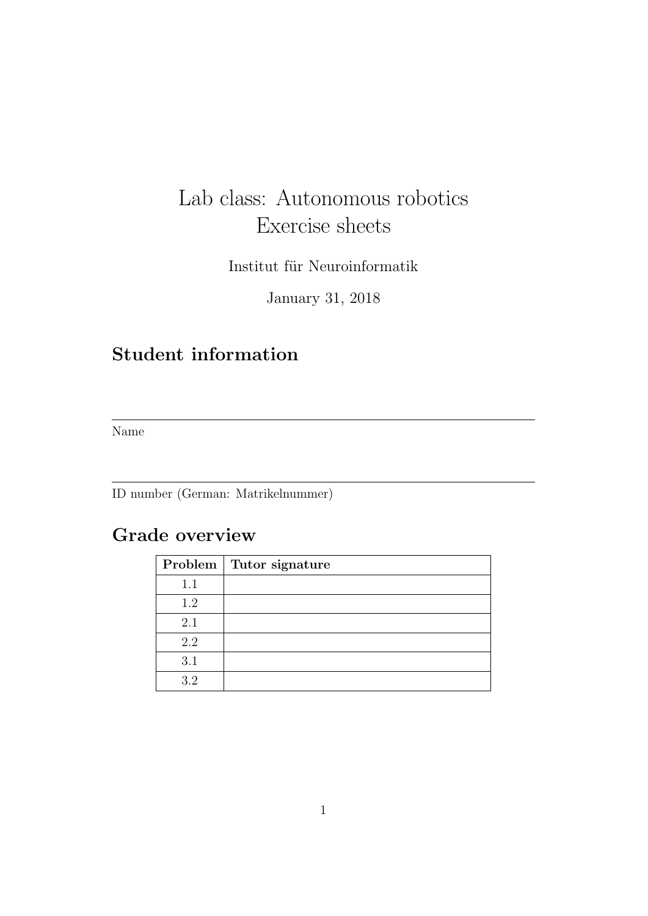# Lab class: Autonomous robotics
# Exercise sheets

Institut für Neuroinformatik

January 31, 2018

## Student information

---

Name

---

ID number (German: Matrikelnummer)

## Grade overview

| Problem | Tutor signature |
|---|---|
| 1.1 | |
| 1.2 | |
| 2.1 | |
| 2.2 | |
| 3.1 | |
| 3.2 | |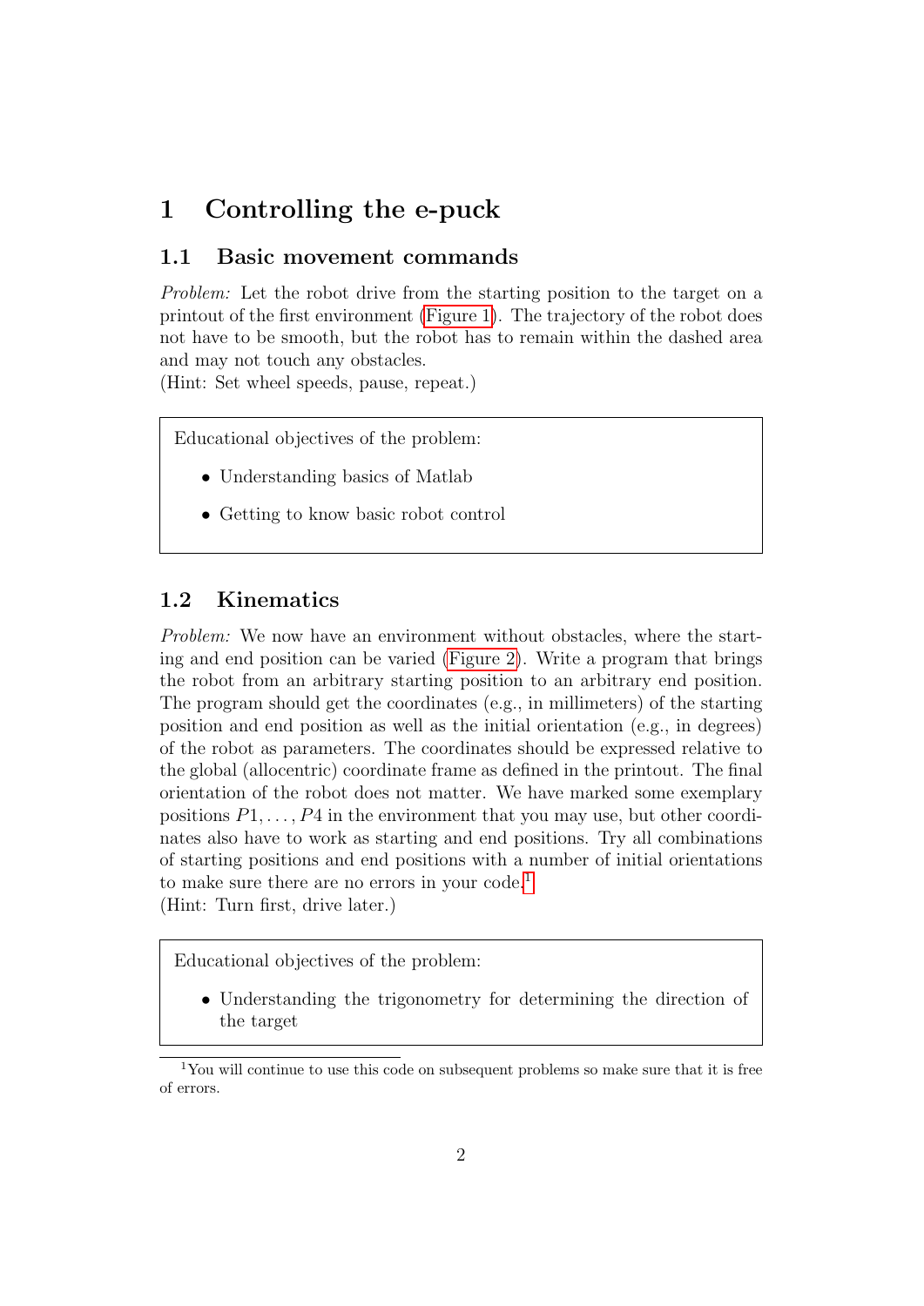# 1 Controlling the e-puck

## 1.1 Basic movement commands

*Problem:* Let the robot drive from the starting position to the target on a printout of the first environment (Figure 1). The trajectory of the robot does not have to be smooth, but the robot has to remain within the dashed area and may not touch any obstacles.
(Hint: Set wheel speeds, pause, repeat.)

> Educational objectives of the problem:
>
> - Understanding basics of Matlab
> - Getting to know basic robot control

## 1.2 Kinematics

*Problem:* We now have an environment without obstacles, where the starting and end position can be varied (Figure 2). Write a program that brings the robot from an arbitrary starting position to an arbitrary end position. The program should get the coordinates (e.g., in millimeters) of the starting position and end position as well as the initial orientation (e.g., in degrees) of the robot as parameters. The coordinates should be expressed relative to the global (allocentric) coordinate frame as defined in the printout. The final orientation of the robot does not matter. We have marked some exemplary positions $P1, \ldots, P4$ in the environment that you may use, but other coordinates also have to work as starting and end positions. Try all combinations of starting positions and end positions with a number of initial orientations to make sure there are no errors in your code.[1]
(Hint: Turn first, drive later.)

> Educational objectives of the problem:
>
> - Understanding the trigonometry for determining the direction of the target

[1] You will continue to use this code on subsequent problems so make sure that it is free of errors.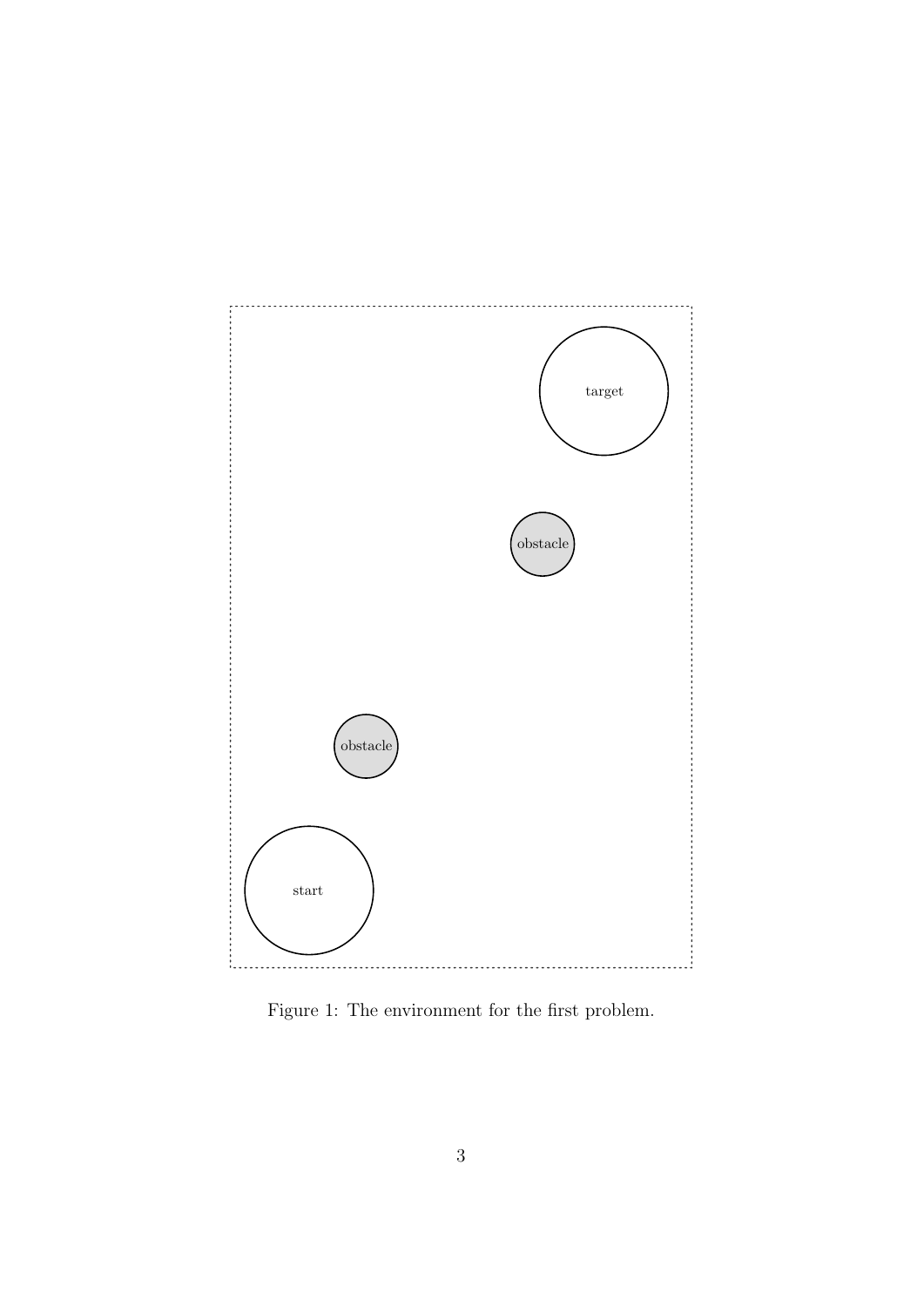Figure 1: The environment for the first problem.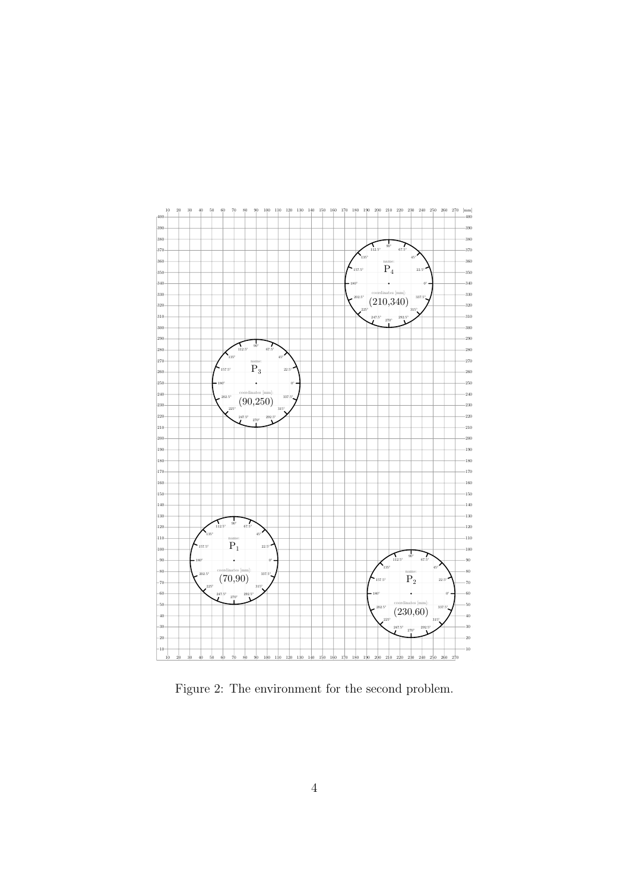Figure 2: The environment for the second problem.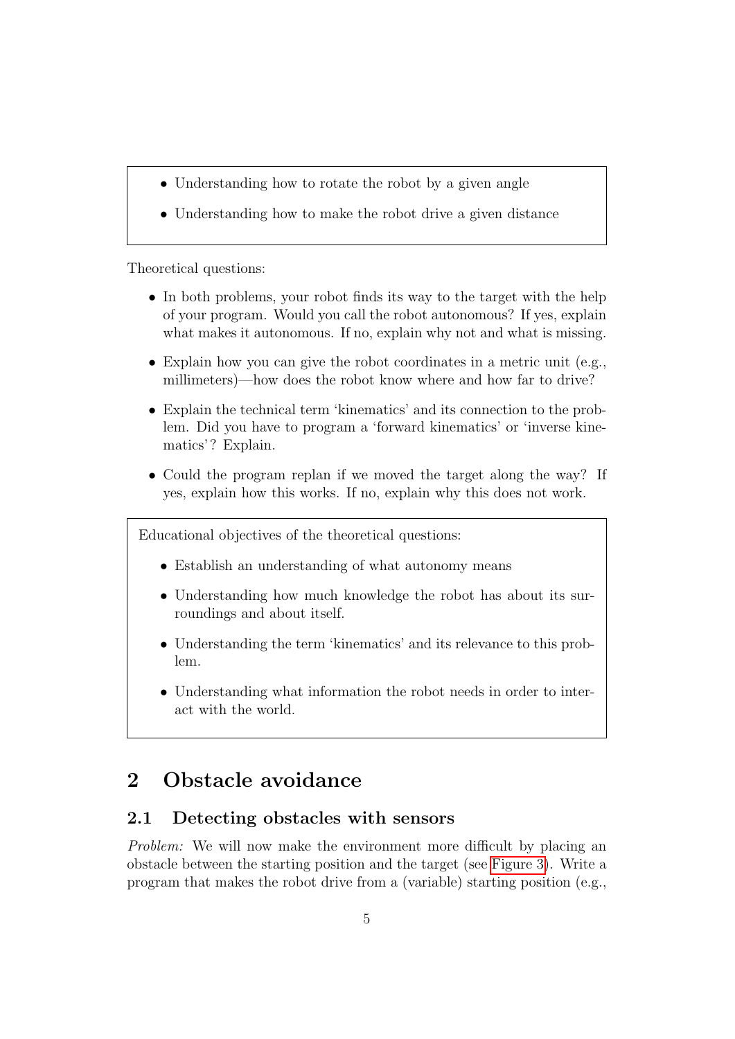- Understanding how to rotate the robot by a given angle
- Understanding how to make the robot drive a given distance

Theoretical questions:

- In both problems, your robot finds its way to the target with the help of your program. Would you call the robot autonomous? If yes, explain what makes it autonomous. If no, explain why not and what is missing.
- Explain how you can give the robot coordinates in a metric unit (e.g., millimeters)—how does the robot know where and how far to drive?
- Explain the technical term 'kinematics' and its connection to the problem. Did you have to program a 'forward kinematics' or 'inverse kinematics'? Explain.
- Could the program replan if we moved the target along the way? If yes, explain how this works. If no, explain why this does not work.

Educational objectives of the theoretical questions:

- Establish an understanding of what autonomy means
- Understanding how much knowledge the robot has about its surroundings and about itself.
- Understanding the term 'kinematics' and its relevance to this problem.
- Understanding what information the robot needs in order to interact with the world.

# 2 Obstacle avoidance

## 2.1 Detecting obstacles with sensors

*Problem:* We will now make the environment more difficult by placing an obstacle between the starting position and the target (see Figure 3). Write a program that makes the robot drive from a (variable) starting position (e.g.,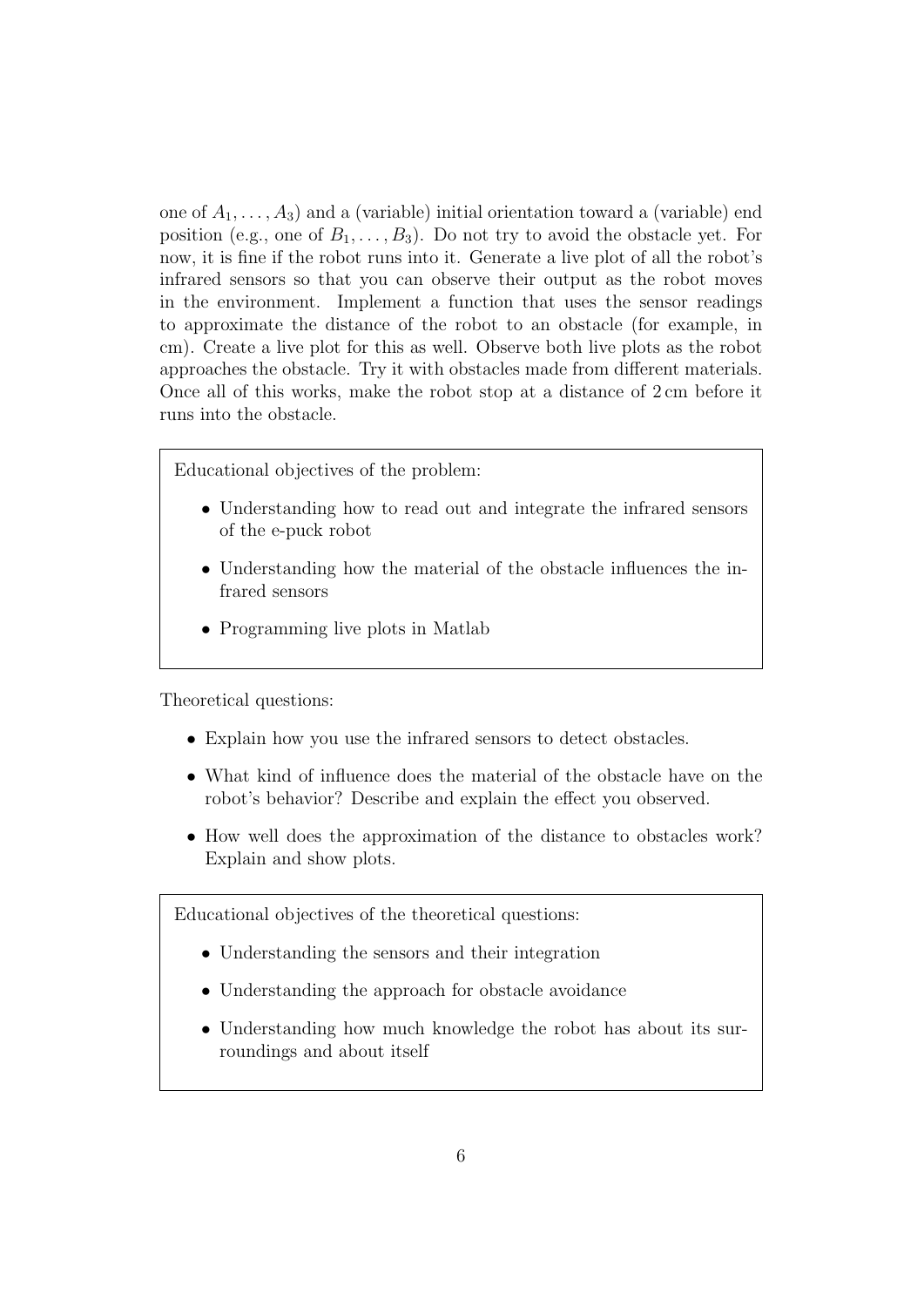one of $A_1, \dots, A_3$) and a (variable) initial orientation toward a (variable) end position (e.g., one of $B_1, \dots, B_3$). Do not try to avoid the obstacle yet. For now, it is fine if the robot runs into it. Generate a live plot of all the robot's infrared sensors so that you can observe their output as the robot moves in the environment. Implement a function that uses the sensor readings to approximate the distance of the robot to an obstacle (for example, in cm). Create a live plot for this as well. Observe both live plots as the robot approaches the obstacle. Try it with obstacles made from different materials. Once all of this works, make the robot stop at a distance of 2 cm before it runs into the obstacle.

Educational objectives of the problem:

- Understanding how to read out and integrate the infrared sensors of the e-puck robot
- Understanding how the material of the obstacle influences the infrared sensors
- Programming live plots in Matlab

Theoretical questions:

- Explain how you use the infrared sensors to detect obstacles.
- What kind of influence does the material of the obstacle have on the robot's behavior? Describe and explain the effect you observed.
- How well does the approximation of the distance to obstacles work? Explain and show plots.

Educational objectives of the theoretical questions:

- Understanding the sensors and their integration
- Understanding the approach for obstacle avoidance
- Understanding how much knowledge the robot has about its surroundings and about itself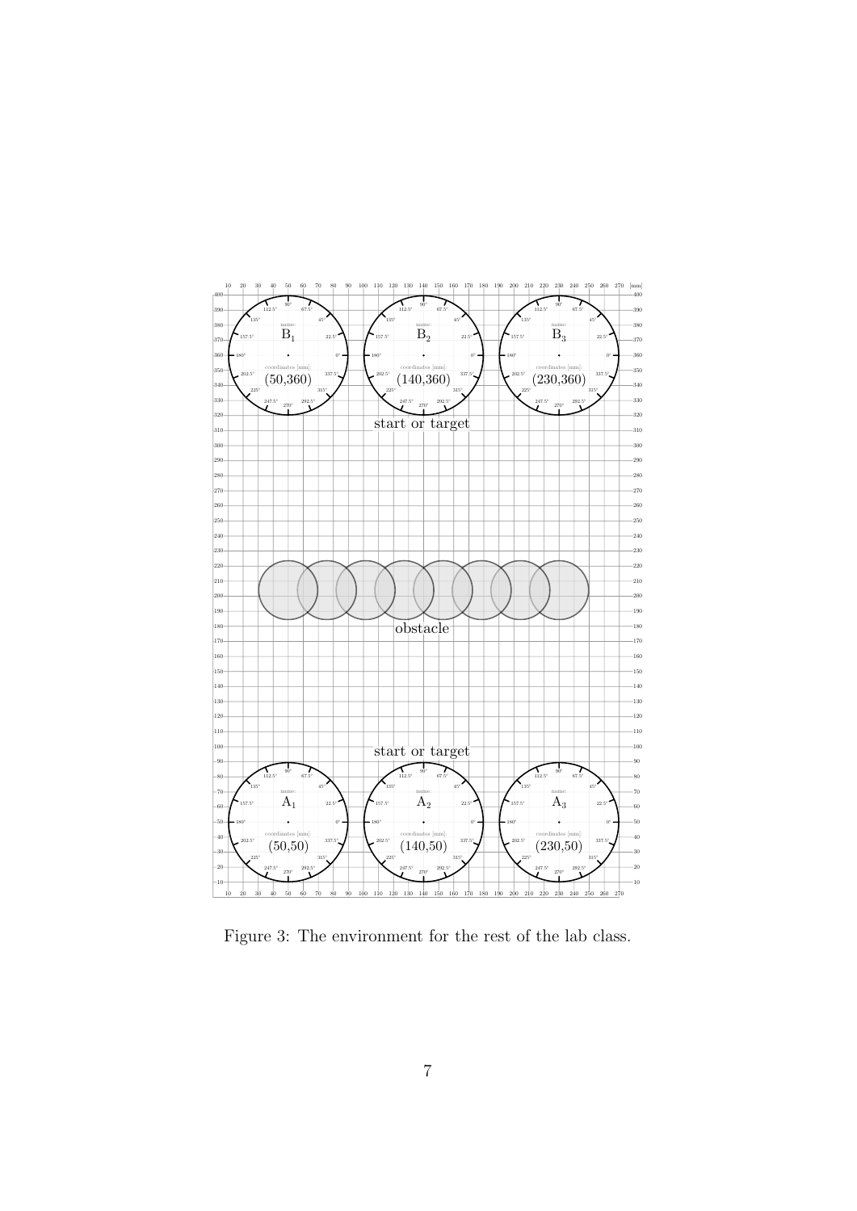Figure 3: The environment for the rest of the lab class.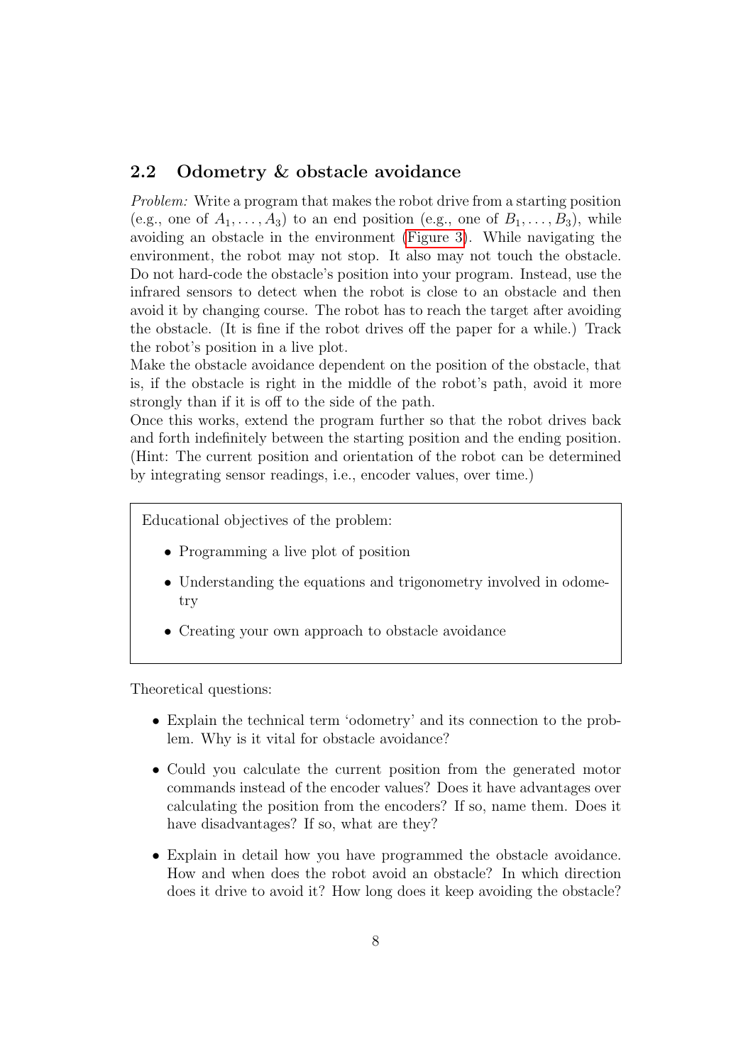## 2.2 Odometry & obstacle avoidance

*Problem:* Write a program that makes the robot drive from a starting position (e.g., one of $A_1, \ldots, A_3$) to an end position (e.g., one of $B_1, \ldots, B_3$), while avoiding an obstacle in the environment (Figure 3). While navigating the environment, the robot may not stop. It also may not touch the obstacle. Do not hard-code the obstacle's position into your program. Instead, use the infrared sensors to detect when the robot is close to an obstacle and then avoid it by changing course. The robot has to reach the target after avoiding the obstacle. (It is fine if the robot drives off the paper for a while.) Track the robot's position in a live plot.

Make the obstacle avoidance dependent on the position of the obstacle, that is, if the obstacle is right in the middle of the robot's path, avoid it more strongly than if it is off to the side of the path.

Once this works, extend the program further so that the robot drives back and forth indefinitely between the starting position and the ending position. (Hint: The current position and orientation of the robot can be determined by integrating sensor readings, i.e., encoder values, over time.)

> Educational objectives of the problem:
>
> - Programming a live plot of position
> - Understanding the equations and trigonometry involved in odometry
> - Creating your own approach to obstacle avoidance

Theoretical questions:

- Explain the technical term 'odometry' and its connection to the problem. Why is it vital for obstacle avoidance?
- Could you calculate the current position from the generated motor commands instead of the encoder values? Does it have advantages over calculating the position from the encoders? If so, name them. Does it have disadvantages? If so, what are they?
- Explain in detail how you have programmed the obstacle avoidance. How and when does the robot avoid an obstacle? In which direction does it drive to avoid it? How long does it keep avoiding the obstacle?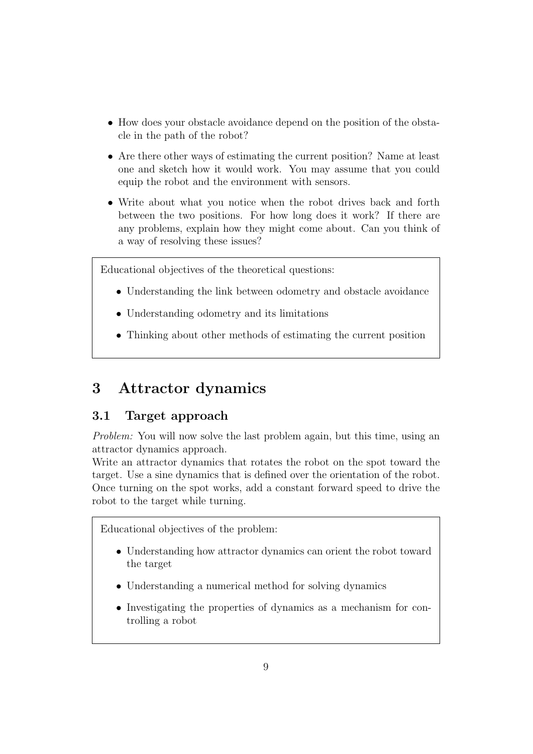- How does your obstacle avoidance depend on the position of the obstacle in the path of the robot?
- Are there other ways of estimating the current position? Name at least one and sketch how it would work. You may assume that you could equip the robot and the environment with sensors.
- Write about what you notice when the robot drives back and forth between the two positions. For how long does it work? If there are any problems, explain how they might come about. Can you think of a way of resolving these issues?

Educational objectives of the theoretical questions:

- Understanding the link between odometry and obstacle avoidance
- Understanding odometry and its limitations
- Thinking about other methods of estimating the current position

# 3 Attractor dynamics

## 3.1 Target approach

*Problem:* You will now solve the last problem again, but this time, using an attractor dynamics approach.
Write an attractor dynamics that rotates the robot on the spot toward the target. Use a sine dynamics that is defined over the orientation of the robot. Once turning on the spot works, add a constant forward speed to drive the robot to the target while turning.

Educational objectives of the problem:

- Understanding how attractor dynamics can orient the robot toward the target
- Understanding a numerical method for solving dynamics
- Investigating the properties of dynamics as a mechanism for controlling a robot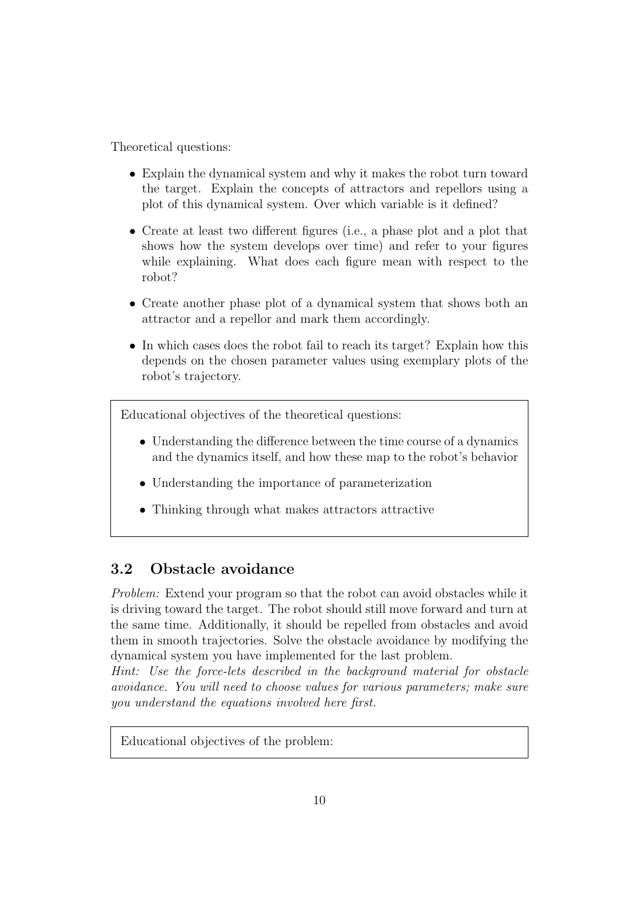Theoretical questions:

- Explain the dynamical system and why it makes the robot turn toward the target. Explain the concepts of attractors and repellors using a plot of this dynamical system. Over which variable is it defined?
- Create at least two different figures (i.e., a phase plot and a plot that shows how the system develops over time) and refer to your figures while explaining. What does each figure mean with respect to the robot?
- Create another phase plot of a dynamical system that shows both an attractor and a repellor and mark them accordingly.
- In which cases does the robot fail to reach its target? Explain how this depends on the chosen parameter values using exemplary plots of the robot's trajectory.

> Educational objectives of the theoretical questions:
>
> - Understanding the difference between the time course of a dynamics and the dynamics itself, and how these map to the robot's behavior
> - Understanding the importance of parameterization
> - Thinking through what makes attractors attractive

### 3.2 Obstacle avoidance

*Problem:* Extend your program so that the robot can avoid obstacles while it is driving toward the target. The robot should still move forward and turn at the same time. Additionally, it should be repelled from obstacles and avoid them in smooth trajectories. Solve the obstacle avoidance by modifying the dynamical system you have implemented for the last problem.

*Hint: Use the force-lets described in the background material for obstacle avoidance. You will need to choose values for various parameters; make sure you understand the equations involved here first.*

> Educational objectives of the problem: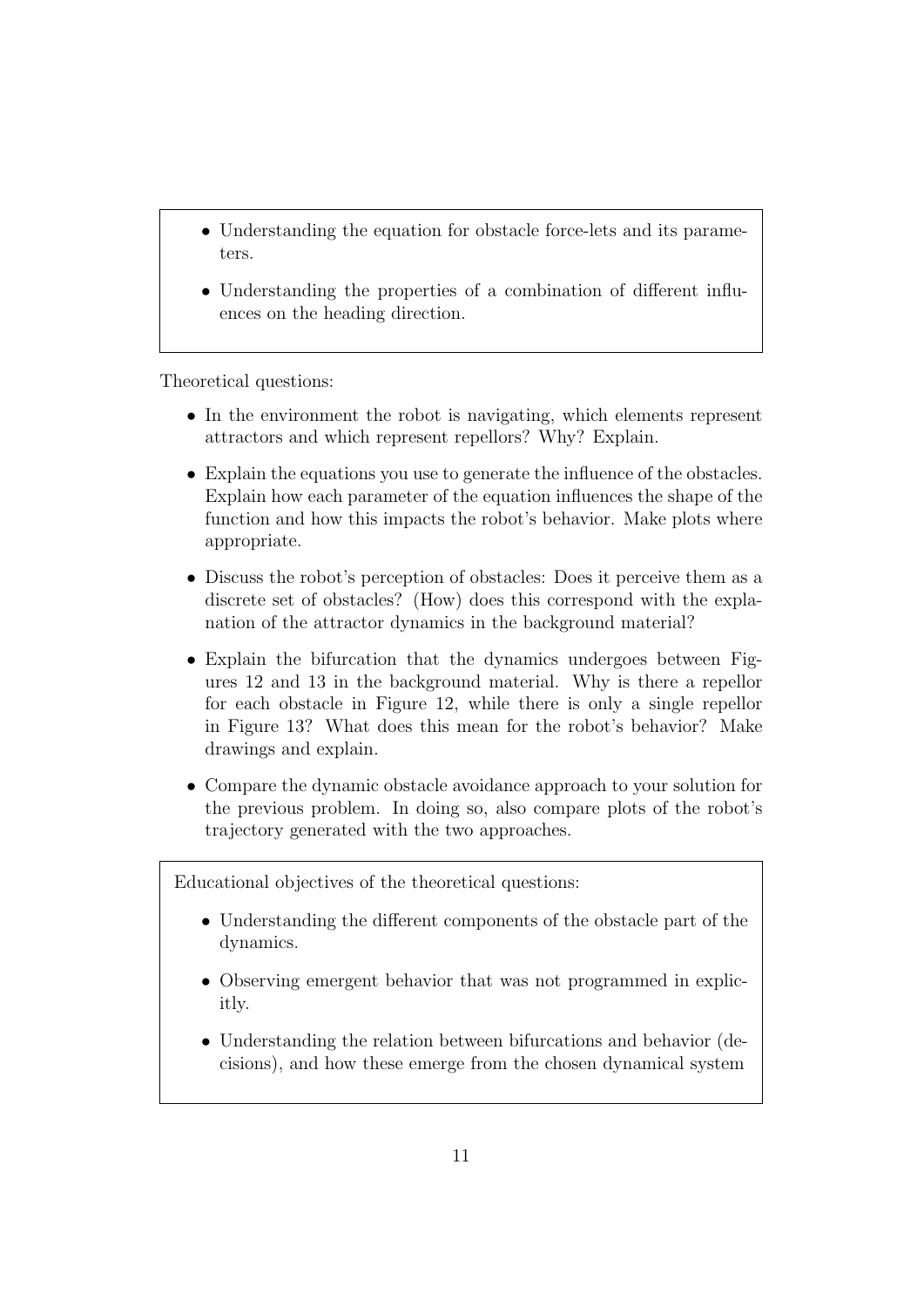- Understanding the equation for obstacle force-lets and its parameters.
- Understanding the properties of a combination of different influences on the heading direction.

Theoretical questions:

- In the environment the robot is navigating, which elements represent attractors and which represent repellors? Why? Explain.
- Explain the equations you use to generate the influence of the obstacles. Explain how each parameter of the equation influences the shape of the function and how this impacts the robot's behavior. Make plots where appropriate.
- Discuss the robot's perception of obstacles: Does it perceive them as a discrete set of obstacles? (How) does this correspond with the explanation of the attractor dynamics in the background material?
- Explain the bifurcation that the dynamics undergoes between Figures 12 and 13 in the background material. Why is there a repellor for each obstacle in Figure 12, while there is only a single repellor in Figure 13? What does this mean for the robot's behavior? Make drawings and explain.
- Compare the dynamic obstacle avoidance approach to your solution for the previous problem. In doing so, also compare plots of the robot's trajectory generated with the two approaches.

Educational objectives of the theoretical questions:

- Understanding the different components of the obstacle part of the dynamics.
- Observing emergent behavior that was not programmed in explicitly.
- Understanding the relation between bifurcations and behavior (decisions), and how these emerge from the chosen dynamical system